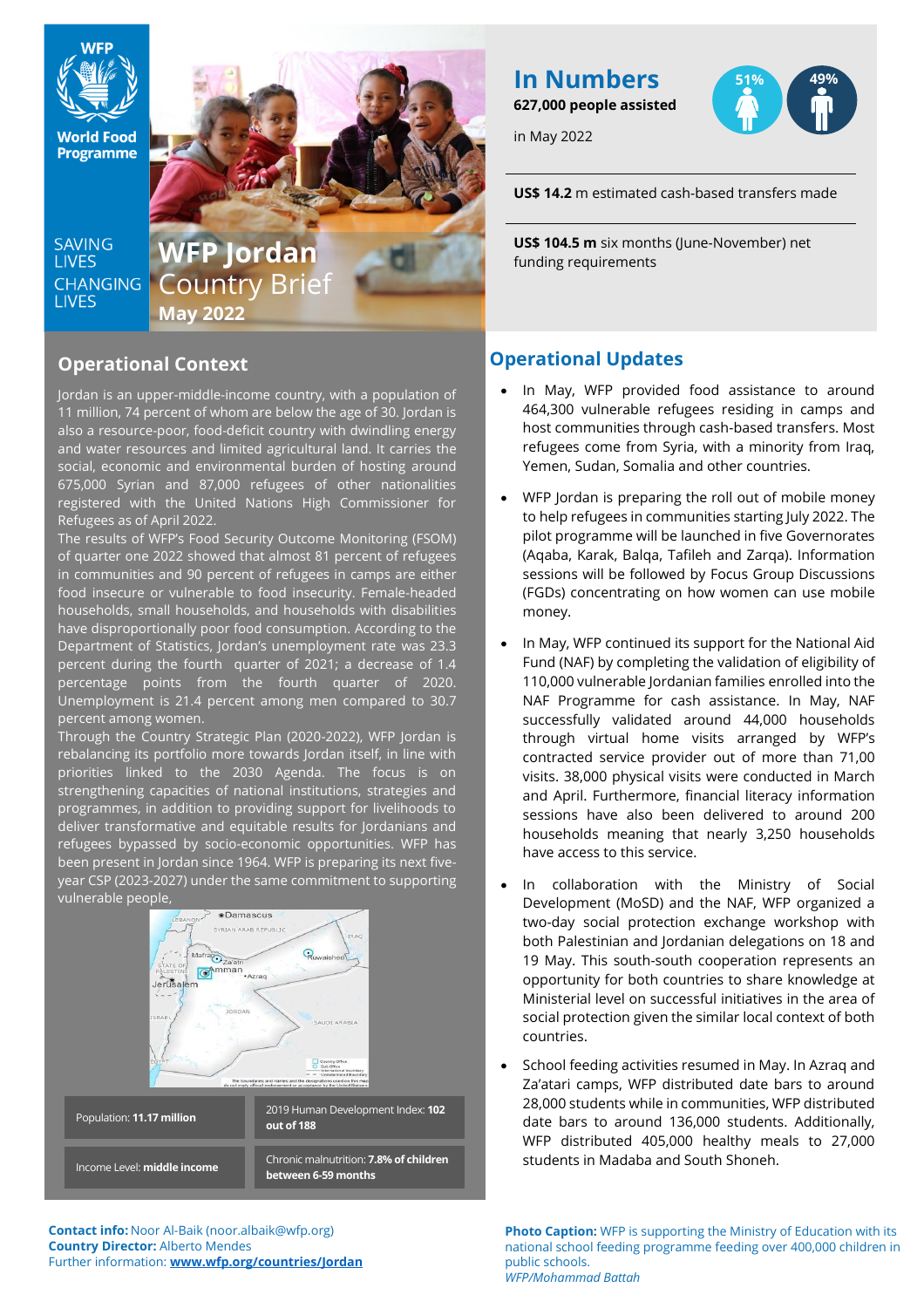# WFP Jordan Country Brief

**May 2022**

SAVING LIVES CHANGING LIVES

## In Numbers

**627,000 people assisted** in May 2022

51% 49%

**US$ 14.2** m estimated cash-based transfers made

**US$ 104.5 m** six months (June-November) net funding requirements

## Operational Context

Jordan is an upper-middle-income country, with a population of 11 million, 74 percent of whom are below the age of 30. Jordan is also a resource-poor, food-deficit country with dwindling energy and water resources and limited agricultural land. It carries the social, economic and environmental burden of hosting around 675,000 Syrian and 87,000 refugees of other nationalities registered with the United Nations High Commissioner for Refugees as of April 2022.

The results of WFP's Food Security Outcome Monitoring (FSOM) of quarter one 2022 showed that almost 81 percent of refugees in communities and 90 percent of refugees in camps are either food insecure or vulnerable to food insecurity. Female-headed households, small households, and households with disabilities have disproportionally poor food consumption. According to the Department of Statistics, Jordan's unemployment rate was 23.3 percent during the fourth quarter of 2021; a decrease of 1.4 percentage points from the fourth quarter of 2020. Unemployment is 21.4 percent among men compared to 30.7 percent among women.

Through the Country Strategic Plan (2020-2022), WFP Jordan is rebalancing its portfolio more towards Jordan itself, in line with priorities linked to the 2030 Agenda. The focus is on strengthening capacities of national institutions, strategies and programmes, in addition to providing support for livelihoods to deliver transformative and equitable results for Jordanians and refugees bypassed by socio-economic opportunities. WFP has been present in Jordan since 1964. WFP is preparing its next five-year CSP (2023-2027) under the same commitment to supporting vulnerable people,

| | |
|---|---|
| Population: **11.17 million** | 2019 Human Development Index: **102 out of 188** |
| Income Level: **middle income** | Chronic malnutrition: **7.8% of children between 6-59 months** |

## Operational Updates

- In May, WFP provided food assistance to around 464,300 vulnerable refugees residing in camps and host communities through cash-based transfers. Most refugees come from Syria, with a minority from Iraq, Yemen, Sudan, Somalia and other countries.
- WFP Jordan is preparing the roll out of mobile money to help refugees in communities starting July 2022. The pilot programme will be launched in five Governorates (Aqaba, Karak, Balqa, Tafileh and Zarqa). Information sessions will be followed by Focus Group Discussions (FGDs) concentrating on how women can use mobile money.
- In May, WFP continued its support for the National Aid Fund (NAF) by completing the validation of eligibility of 110,000 vulnerable Jordanian families enrolled into the NAF Programme for cash assistance. In May, NAF successfully validated around 44,000 households through virtual home visits arranged by WFP's contracted service provider out of more than 71,00 visits. 38,000 physical visits were conducted in March and April. Furthermore, financial literacy information sessions have also been delivered to around 200 households meaning that nearly 3,250 households have access to this service.
- In collaboration with the Ministry of Social Development (MoSD) and the NAF, WFP organized a two-day social protection exchange workshop with both Palestinian and Jordanian delegations on 18 and 19 May. This south-south cooperation represents an opportunity for both countries to share knowledge at Ministerial level on successful initiatives in the area of social protection given the similar local context of both countries.
- School feeding activities resumed in May. In Azraq and Za'atari camps, WFP distributed date bars to around 28,000 students while in communities, WFP distributed date bars to around 136,000 students. Additionally, WFP distributed 405,000 healthy meals to 27,000 students in Madaba and South Shoneh.

**Contact info:** Noor Al-Baik (noor.albaik@wfp.org)
**Country Director:** Alberto Mendes
Further information: **www.wfp.org/countries/Jordan**

**Photo Caption:** WFP is supporting the Ministry of Education with its national school feeding programme feeding over 400,000 children in public schools.
*WFP/Mohammad Battah*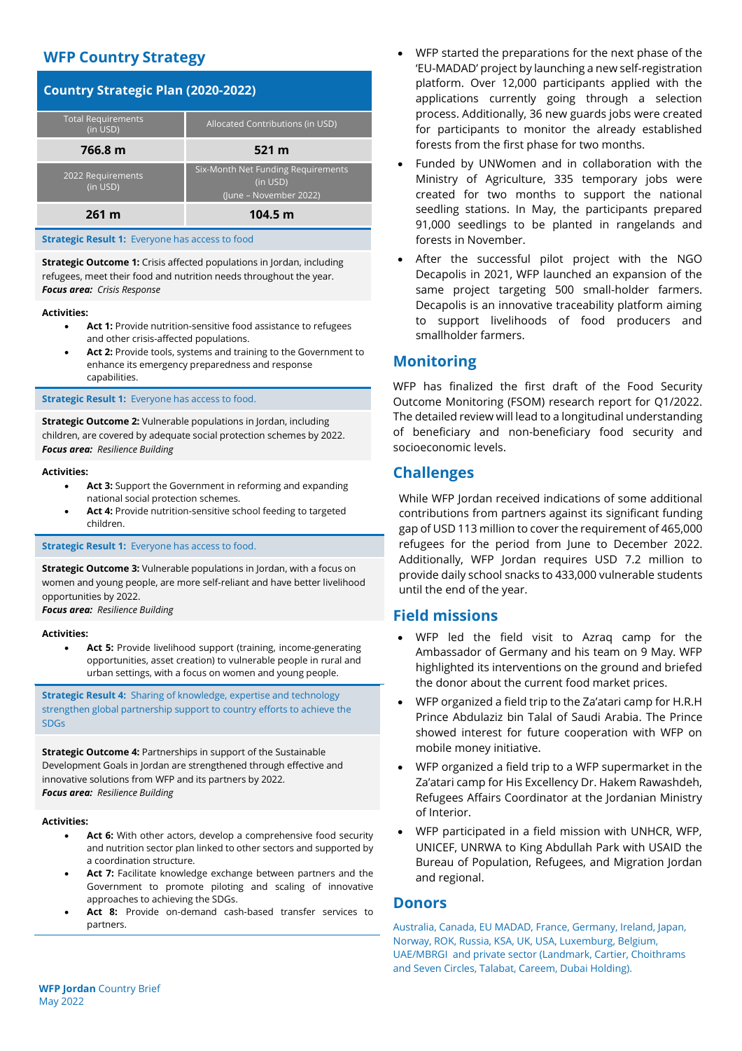## WFP Country Strategy

### Country Strategic Plan (2020-2022)

| Total Requirements (in USD) | Allocated Contributions (in USD) |
| --- | --- |
| **766.8 m** | **521 m** |
| 2022 Requirements (in USD) | Six-Month Net Funding Requirements (in USD) (June – November 2022) |
| **261 m** | **104.5 m** |

**Strategic Result 1:** Everyone has access to food

**Strategic Outcome 1:** Crisis affected populations in Jordan, including refugees, meet their food and nutrition needs throughout the year.
***Focus area:*** *Crisis Response*

**Activities:**

- **Act 1:** Provide nutrition-sensitive food assistance to refugees and other crisis-affected populations.
- **Act 2:** Provide tools, systems and training to the Government to enhance its emergency preparedness and response capabilities.

**Strategic Result 1:** Everyone has access to food.

**Strategic Outcome 2:** Vulnerable populations in Jordan, including children, are covered by adequate social protection schemes by 2022.
***Focus area:*** *Resilience Building*

**Activities:**

- **Act 3:** Support the Government in reforming and expanding national social protection schemes.
- **Act 4:** Provide nutrition-sensitive school feeding to targeted children.

**Strategic Result 1:** Everyone has access to food.

**Strategic Outcome 3:** Vulnerable populations in Jordan, with a focus on women and young people, are more self-reliant and have better livelihood opportunities by 2022.
***Focus area:*** *Resilience Building*

**Activities:**

- **Act 5:** Provide livelihood support (training, income-generating opportunities, asset creation) to vulnerable people in rural and urban settings, with a focus on women and young people.

**Strategic Result 4:** Sharing of knowledge, expertise and technology strengthen global partnership support to country efforts to achieve the SDGs

**Strategic Outcome 4:** Partnerships in support of the Sustainable Development Goals in Jordan are strengthened through effective and innovative solutions from WFP and its partners by 2022.
***Focus area:*** *Resilience Building*

**Activities:**

- **Act 6:** With other actors, develop a comprehensive food security and nutrition sector plan linked to other sectors and supported by a coordination structure.
- **Act 7:** Facilitate knowledge exchange between partners and the Government to promote piloting and scaling of innovative approaches to achieving the SDGs.
- **Act 8:** Provide on-demand cash-based transfer services to partners.

- WFP started the preparations for the next phase of the 'EU-MADAD' project by launching a new self-registration platform. Over 12,000 participants applied with the applications currently going through a selection process. Additionally, 36 new guards jobs were created for participants to monitor the already established forests from the first phase for two months.
- Funded by UNWomen and in collaboration with the Ministry of Agriculture, 335 temporary jobs were created for two months to support the national seedling stations. In May, the participants prepared 91,000 seedlings to be planted in rangelands and forests in November.
- After the successful pilot project with the NGO Decapolis in 2021, WFP launched an expansion of the same project targeting 500 small-holder farmers. Decapolis is an innovative traceability platform aiming to support livelihoods of food producers and smallholder farmers.

## Monitoring

WFP has finalized the first draft of the Food Security Outcome Monitoring (FSOM) research report for Q1/2022. The detailed review will lead to a longitudinal understanding of beneficiary and non-beneficiary food security and socioeconomic levels.

## Challenges

While WFP Jordan received indications of some additional contributions from partners against its significant funding gap of USD 113 million to cover the requirement of 465,000 refugees for the period from June to December 2022. Additionally, WFP Jordan requires USD 7.2 million to provide daily school snacks to 433,000 vulnerable students until the end of the year.

## Field missions

- WFP led the field visit to Azraq camp for the Ambassador of Germany and his team on 9 May. WFP highlighted its interventions on the ground and briefed the donor about the current food market prices.
- WFP organized a field trip to the Za'atari camp for H.R.H Prince Abdulaziz bin Talal of Saudi Arabia. The Prince showed interest for future cooperation with WFP on mobile money initiative.
- WFP organized a field trip to a WFP supermarket in the Za'atari camp for His Excellency Dr. Hakem Rawashdeh, Refugees Affairs Coordinator at the Jordanian Ministry of Interior.
- WFP participated in a field mission with UNHCR, WFP, UNICEF, UNRWA to King Abdullah Park with USAID the Bureau of Population, Refugees, and Migration Jordan and regional.

## Donors

Australia, Canada, EU MADAD, France, Germany, Ireland, Japan, Norway, ROK, Russia, KSA, UK, USA, Luxemburg, Belgium, UAE/MBRGI and private sector (Landmark, Cartier, Choithrams and Seven Circles, Talabat, Careem, Dubai Holding).